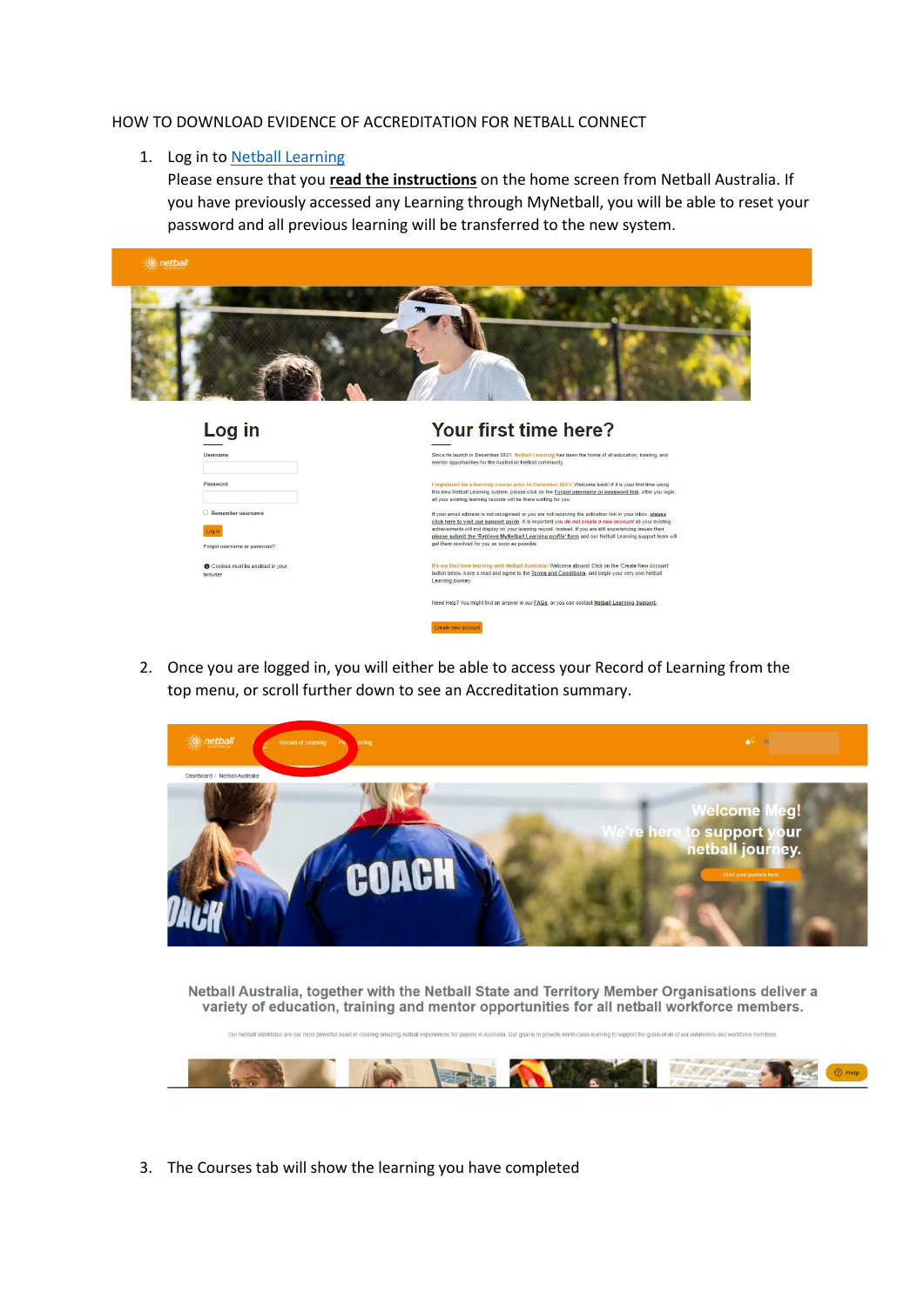HOW TO DOWNLOAD EVIDENCE OF ACCREDITATION FOR NETBALL CONNECT

1. Log in to Netball Learning
   Please ensure that you **read the instructions** on the home screen from Netball Australia. If you have previously accessed any Learning through MyNetball, you will be able to reset your password and all previous learning will be transferred to the new system.

2. Once you are logged in, you will either be able to access your Record of Learning from the top menu, or scroll further down to see an Accreditation summary.

3. The Courses tab will show the learning you have completed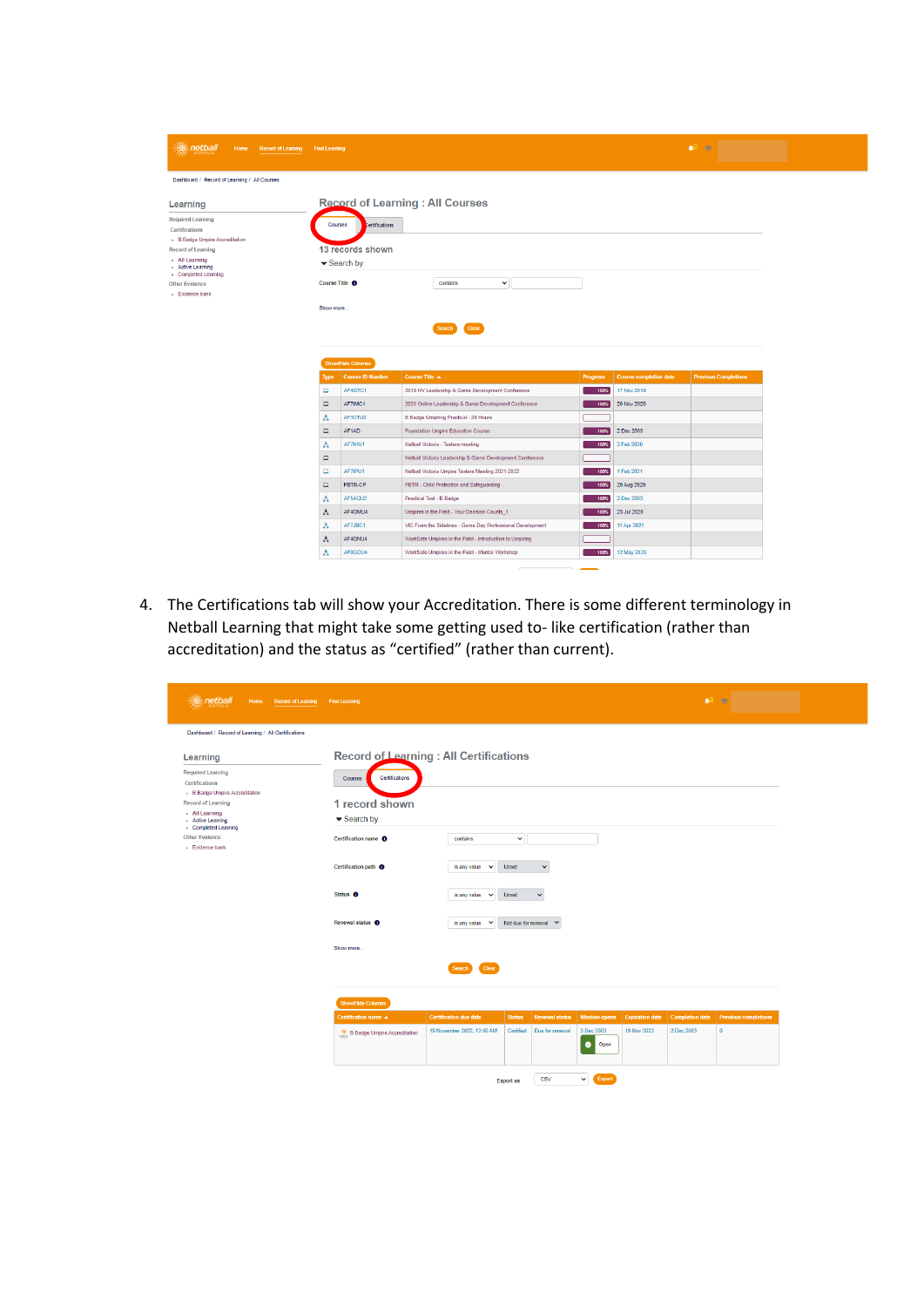4. The Certifications tab will show your Accreditation. There is some different terminology in Netball Learning that might take some getting used to- like certification (rather than accreditation) and the status as “certified” (rather than current).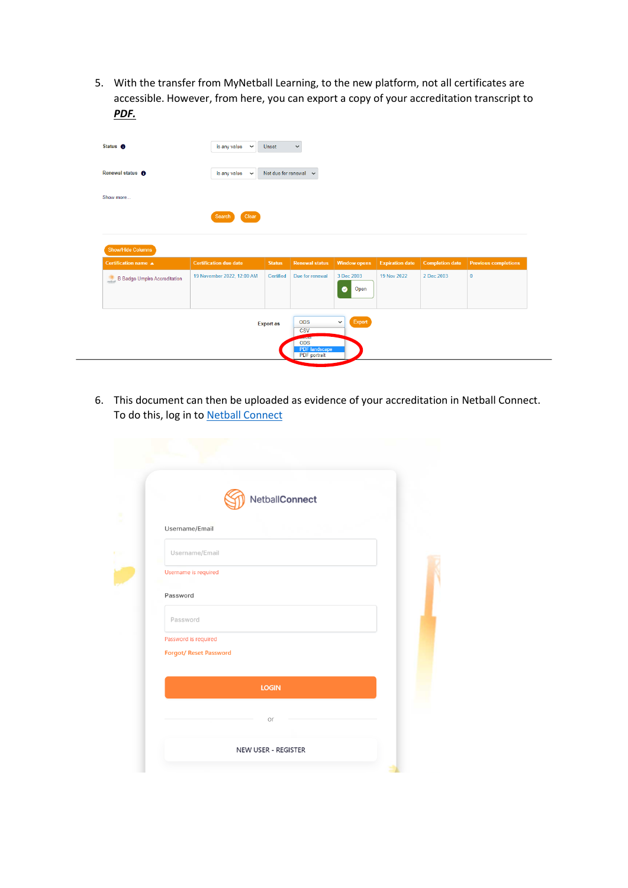5. With the transfer from MyNetball Learning, to the new platform, not all certificates are accessible. However, from here, you can export a copy of your accreditation transcript to ***PDF.***

6. This document can then be uploaded as evidence of your accreditation in Netball Connect. To do this, log in to [Netball Connect](Netball Connect)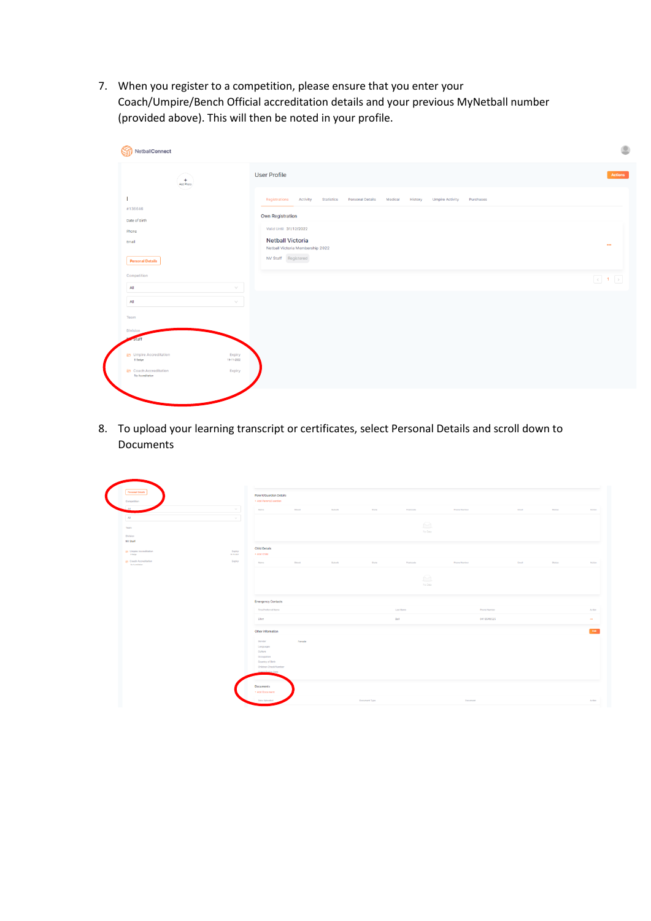7. When you register to a competition, please ensure that you enter your Coach/Umpire/Bench Official accreditation details and your previous MyNetball number (provided above). This will then be noted in your profile.

8. To upload your learning transcript or certificates, select Personal Details and scroll down to Documents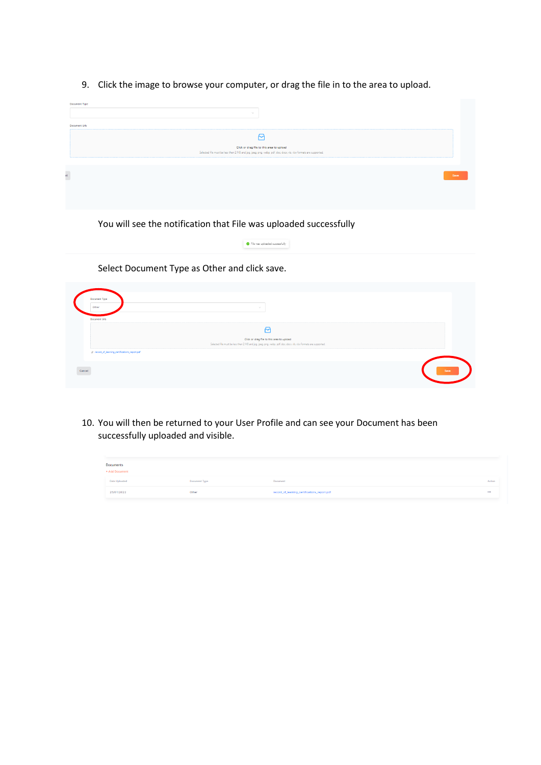9. Click the image to browse your computer, or drag the file in to the area to upload.

Document Type

Document Urls

Click or drag file to this area to upload

Selected file must be less than 2 MB and jpg, jpeg, png, webp, pdf, doc, docx, xls, xlsx formats are supported.

Save

You will see the notification that File was uploaded successfully

File was uploaded successfully

Select Document Type as Other and click save.

Document Type

Other

Document Urls

Click or drag file to this area to upload

Selected file must be less than 2 MB and jpg, jpeg, png, webp, pdf, doc, docx, xls, xlsx formats are supported.

record_of_learning_certifications_report.pdf

Cancel

Save

10. You will then be returned to your User Profile and can see your Document has been successfully uploaded and visible.

Documents

+ Add Document

| Date Uploaded | Document Type | Document | Action |
| --- | --- | --- | --- |
| 25/01/2022 | Other | record_of_learning_certifications_report.pdf | ••• |